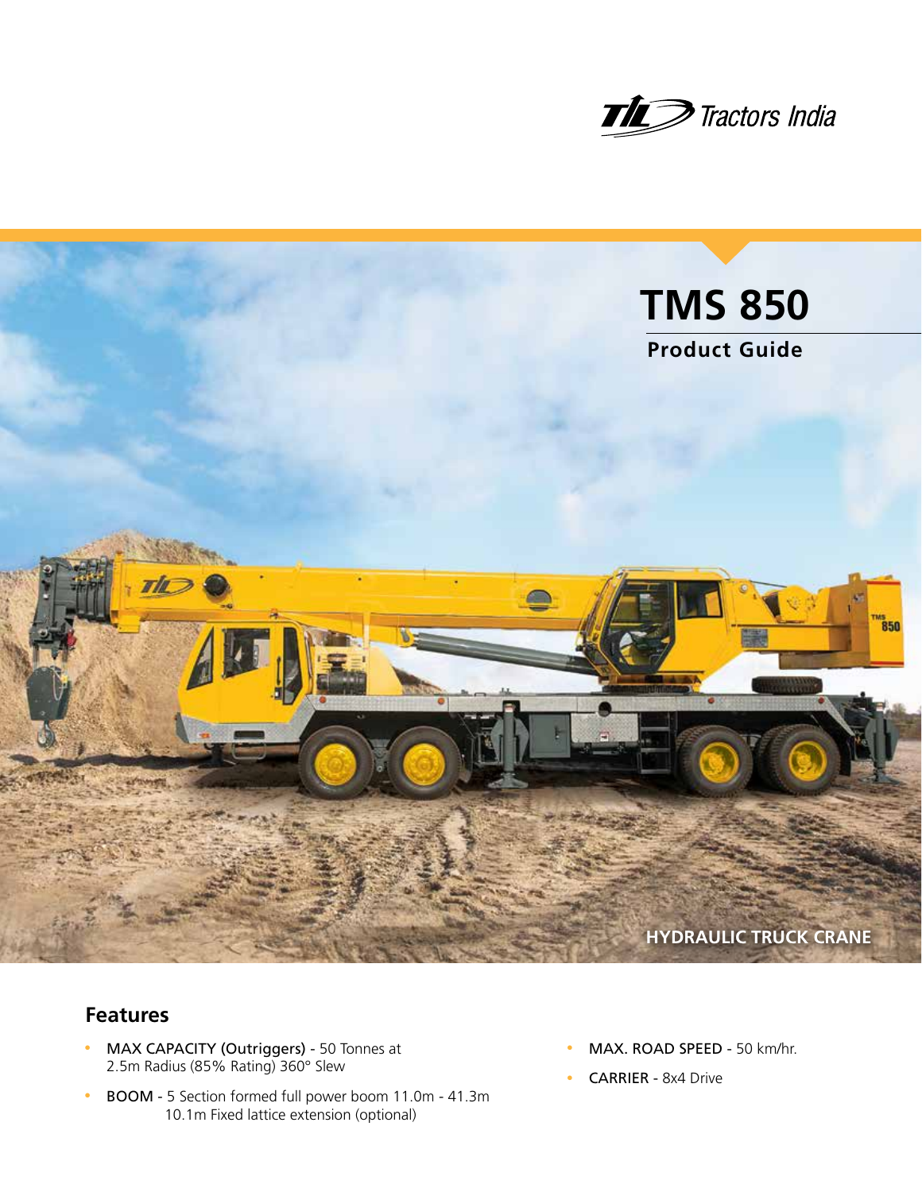Tractors India

# TMS 850

## Product Guide

HYDRAULIC TRUCK CRANE

## Features

- **MAX CAPACITY (Outriggers)** - 50 Tonnes at 2.5m Radius (85% Rating) 360° Slew
- **BOOM** - 5 Section formed full power boom 11.0m - 41.3m 10.1m Fixed lattice extension (optional)
- **MAX. ROAD SPEED** - 50 km/hr.
- **CARRIER** - 8x4 Drive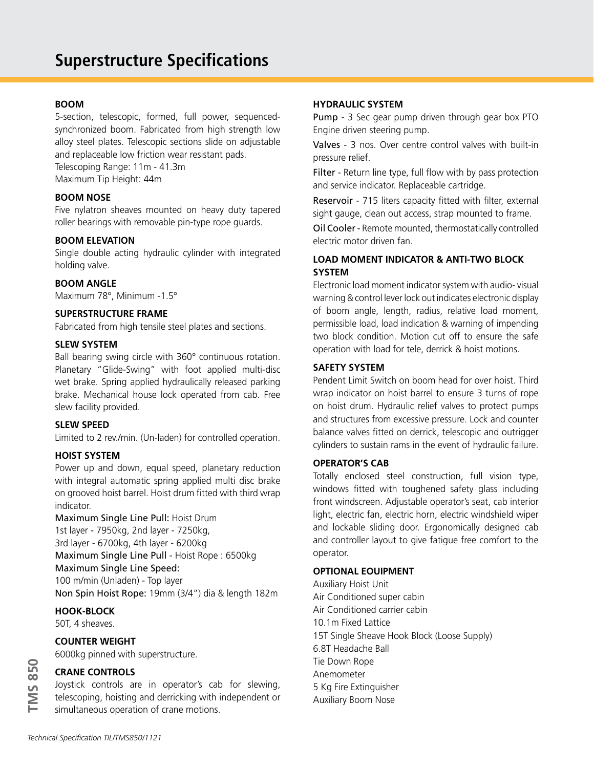# Superstructure Specifications

### BOOM

5-section, telescopic, formed, full power, sequenced-synchronized boom. Fabricated from high strength low alloy steel plates. Telescopic sections slide on adjustable and replaceable low friction wear resistant pads.
Telescoping Range: 11m - 41.3m
Maximum Tip Height: 44m

### BOOM NOSE

Five nylatron sheaves mounted on heavy duty tapered roller bearings with removable pin-type rope guards.

### BOOM ELEVATION

Single double acting hydraulic cylinder with integrated holding valve.

### BOOM ANGLE

Maximum 78°, Minimum -1.5°

### SUPERSTRUCTURE FRAME

Fabricated from high tensile steel plates and sections.

### SLEW SYSTEM

Ball bearing swing circle with 360° continuous rotation. Planetary "Glide-Swing" with foot applied multi-disc wet brake. Spring applied hydraulically released parking brake. Mechanical house lock operated from cab. Free slew facility provided.

### SLEW SPEED

Limited to 2 rev./min. (Un-laden) for controlled operation.

### HOIST SYSTEM

Power up and down, equal speed, planetary reduction with integral automatic spring applied multi disc brake on grooved hoist barrel. Hoist drum fitted with third wrap indicator.

Maximum Single Line Pull: Hoist Drum
1st layer - 7950kg, 2nd layer - 7250kg,
3rd layer - 6700kg, 4th layer - 6200kg
Maximum Single Line Pull - Hoist Rope : 6500kg
Maximum Single Line Speed:
100 m/min (Unladen) - Top layer
Non Spin Hoist Rope: 19mm (3/4") dia & length 182m

### HOOK-BLOCK

50T, 4 sheaves.

### COUNTER WEIGHT

6000kg pinned with superstructure.

### CRANE CONTROLS

Joystick controls are in operator's cab for slewing, telescoping, hoisting and derricking with independent or simultaneous operation of crane motions.

### HYDRAULIC SYSTEM

Pump - 3 Sec gear pump driven through gear box PTO Engine driven steering pump.

Valves - 3 nos. Over centre control valves with built-in pressure relief.

Filter - Return line type, full flow with by pass protection and service indicator. Replaceable cartridge.

Reservoir - 715 liters capacity fitted with filter, external sight gauge, clean out access, strap mounted to frame.

Oil Cooler - Remote mounted, thermostatically controlled electric motor driven fan.

### LOAD MOMENT INDICATOR & ANTI-TWO BLOCK SYSTEM

Electronic load moment indicator system with audio- visual warning & control lever lock out indicates electronic display of boom angle, length, radius, relative load moment, permissible load, load indication & warning of impending two block condition. Motion cut off to ensure the safe operation with load for tele, derrick & hoist motions.

### SAFETY SYSTEM

Pendent Limit Switch on boom head for over hoist. Third wrap indicator on hoist barrel to ensure 3 turns of rope on hoist drum. Hydraulic relief valves to protect pumps and structures from excessive pressure. Lock and counter balance valves fitted on derrick, telescopic and outrigger cylinders to sustain rams in the event of hydraulic failure.

### OPERATOR'S CAB

Totally enclosed steel construction, full vision type, windows fitted with toughened safety glass including front windscreen. Adjustable operator's seat, cab interior light, electric fan, electric horn, electric windshield wiper and lockable sliding door. Ergonomically designed cab and controller layout to give fatigue free comfort to the operator.

### OPTIONAL EOUIPMENT

Auxiliary Hoist Unit
Air Conditioned super cabin
Air Conditioned carrier cabin
10.1m Fixed Lattice
15T Single Sheave Hook Block (Loose Supply)
6.8T Headache Ball
Tie Down Rope
Anemometer
5 Kg Fire Extinguisher
Auxiliary Boom Nose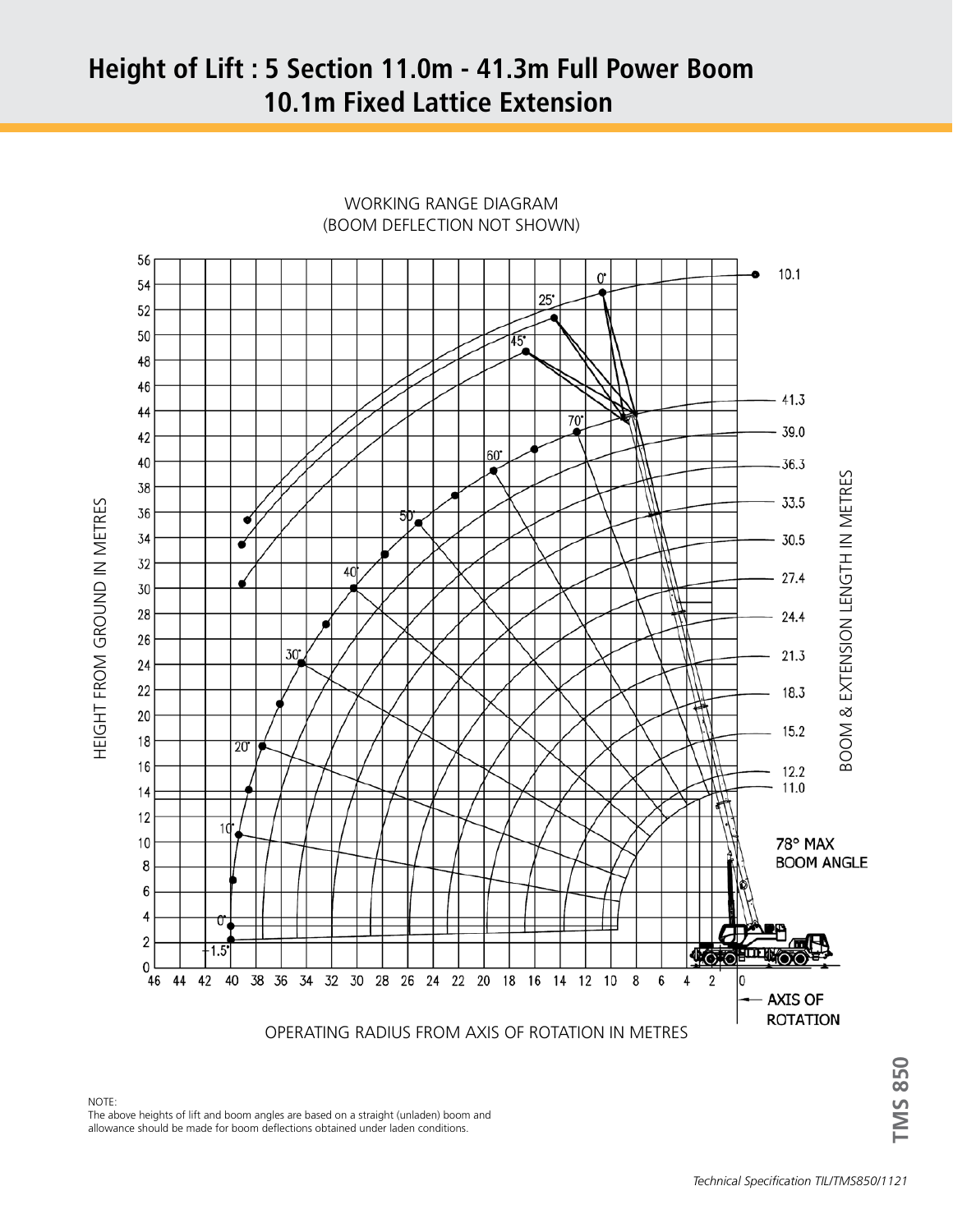# Height of Lift : 5 Section 11.0m - 41.3m Full Power Boom 10.1m Fixed Lattice Extension

WORKING RANGE DIAGRAM
(BOOM DEFLECTION NOT SHOWN)

NOTE:
The above heights of lift and boom angles are based on a straight (unladen) boom and allowance should be made for boom deflections obtained under laden conditions.

TMS 850

*Technical Specification TIL/TMS850/1121*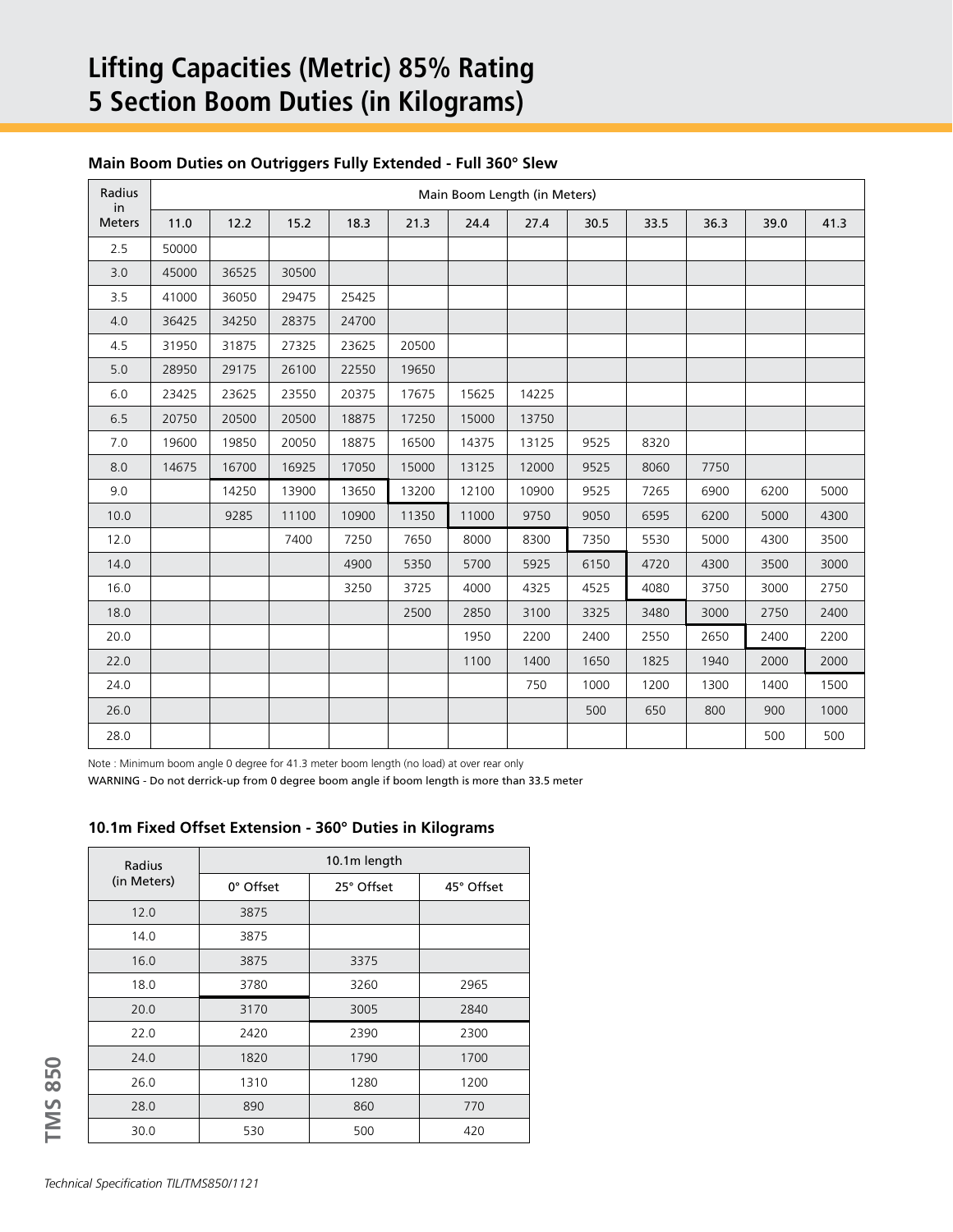# Lifting Capacities (Metric) 85% Rating
# 5 Section Boom Duties (in Kilograms)

### Main Boom Duties on Outriggers Fully Extended - Full 360° Slew

| Radius in Meters | Main Boom Length (in Meters) | | | | | | | | | | | |
|---|---|---|---|---|---|---|---|---|---|---|---|---|
| | 11.0 | 12.2 | 15.2 | 18.3 | 21.3 | 24.4 | 27.4 | 30.5 | 33.5 | 36.3 | 39.0 | 41.3 |
| 2.5 | 50000 | | | | | | | | | | | |
| 3.0 | 45000 | 36525 | 30500 | | | | | | | | | |
| 3.5 | 41000 | 36050 | 29475 | 25425 | | | | | | | | |
| 4.0 | 36425 | 34250 | 28375 | 24700 | | | | | | | | |
| 4.5 | 31950 | 31875 | 27325 | 23625 | 20500 | | | | | | | |
| 5.0 | 28950 | 29175 | 26100 | 22550 | 19650 | | | | | | | |
| 6.0 | 23425 | 23625 | 23550 | 20375 | 17675 | 15625 | 14225 | | | | | |
| 6.5 | 20750 | 20500 | 20500 | 18875 | 17250 | 15000 | 13750 | | | | | |
| 7.0 | 19600 | 19850 | 20050 | 18875 | 16500 | 14375 | 13125 | 9525 | 8320 | | | |
| 8.0 | 14675 | 16700 | 16925 | 17050 | 15000 | 13125 | 12000 | 9525 | 8060 | 7750 | | |
| 9.0 | | 14250 | 13900 | 13650 | 13200 | 12100 | 10900 | 9525 | 7265 | 6900 | 6200 | 5000 |
| 10.0 | | 9285 | 11100 | 10900 | 11350 | 11000 | 9750 | 9050 | 6595 | 6200 | 5000 | 4300 |
| 12.0 | | | 7400 | 7250 | 7650 | 8000 | 8300 | 7350 | 5530 | 5000 | 4300 | 3500 |
| 14.0 | | | | 4900 | 5350 | 5700 | 5925 | 6150 | 4720 | 4300 | 3500 | 3000 |
| 16.0 | | | | 3250 | 3725 | 4000 | 4325 | 4525 | 4080 | 3750 | 3000 | 2750 |
| 18.0 | | | | | 2500 | 2850 | 3100 | 3325 | 3480 | 3000 | 2750 | 2400 |
| 20.0 | | | | | | 1950 | 2200 | 2400 | 2550 | 2650 | 2400 | 2200 |
| 22.0 | | | | | | 1100 | 1400 | 1650 | 1825 | 1940 | 2000 | 2000 |
| 24.0 | | | | | | | 750 | 1000 | 1200 | 1300 | 1400 | 1500 |
| 26.0 | | | | | | | | 500 | 650 | 800 | 900 | 1000 |
| 28.0 | | | | | | | | | | | 500 | 500 |

Note : Minimum boom angle 0 degree for 41.3 meter boom length (no load) at over rear only

WARNING - Do not derrick-up from 0 degree boom angle if boom length is more than 33.5 meter

### 10.1m Fixed Offset Extension - 360° Duties in Kilograms

| Radius (in Meters) | 10.1m length | | |
|---|---|---|---|
| | 0° Offset | 25° Offset | 45° Offset |
| 12.0 | 3875 | | |
| 14.0 | 3875 | | |
| 16.0 | 3875 | 3375 | |
| 18.0 | 3780 | 3260 | 2965 |
| 20.0 | 3170 | 3005 | 2840 |
| 22.0 | 2420 | 2390 | 2300 |
| 24.0 | 1820 | 1790 | 1700 |
| 26.0 | 1310 | 1280 | 1200 |
| 28.0 | 890 | 860 | 770 |
| 30.0 | 530 | 500 | 420 |

*Technical Specification TIL/TMS850/1121*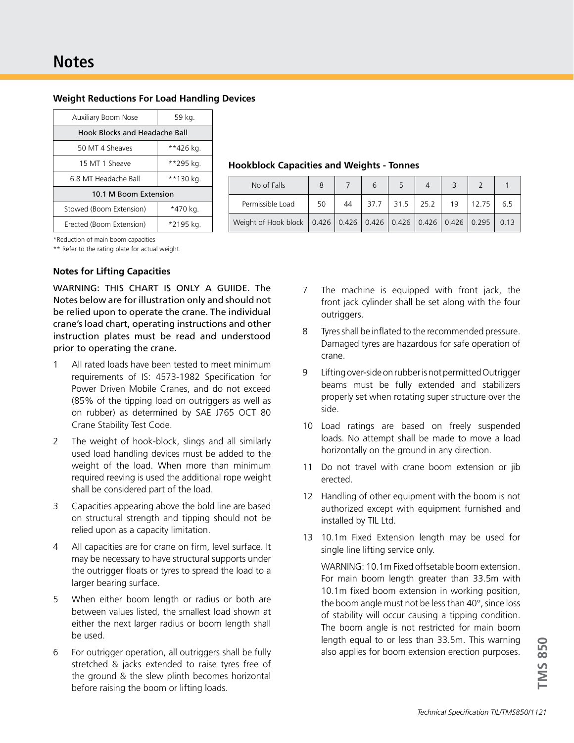# Notes

### Weight Reductions For Load Handling Devices

| Auxiliary Boom Nose | 59 kg. |
|---|---|
| **Hook Blocks and Headache Ball** | |
| 50 MT 4 Sheaves | **426 kg. |
| 15 MT 1 Sheave | **295 kg. |
| 6.8 MT Headache Ball | **130 kg. |
| **10.1 M Boom Extension** | |
| Stowed (Boom Extension) | *470 kg. |
| Erected (Boom Extension) | *2195 kg. |

*Reduction of main boom capacities

** Refer to the rating plate for actual weight.

### Hookblock Capacities and Weights - Tonnes

| No of Falls | 8 | 7 | 6 | 5 | 4 | 3 | 2 | 1 |
|---|---|---|---|---|---|---|---|---|
| Permissible Load | 50 | 44 | 37.7 | 31.5 | 25.2 | 19 | 12.75 | 6.5 |
| Weight of Hook block | 0.426 | 0.426 | 0.426 | 0.426 | 0.426 | 0.426 | 0.295 | 0.13 |

### Notes for Lifting Capacities

WARNING: THIS CHART IS ONLY A GUIIDE. The Notes below are for illustration only and should not be relied upon to operate the crane. The individual crane's load chart, operating instructions and other instruction plates must be read and understood prior to operating the crane.

1. All rated loads have been tested to meet minimum requirements of IS: 4573-1982 Specification for Power Driven Mobile Cranes, and do not exceed (85% of the tipping load on outriggers as well as on rubber) as determined by SAE J765 OCT 80 Crane Stability Test Code.
2. The weight of hook-block, slings and all similarly used load handling devices must be added to the weight of the load. When more than minimum required reeving is used the additional rope weight shall be considered part of the load.
3. Capacities appearing above the bold line are based on structural strength and tipping should not be relied upon as a capacity limitation.
4. All capacities are for crane on firm, level surface. It may be necessary to have structural supports under the outrigger floats or tyres to spread the load to a larger bearing surface.
5. When either boom length or radius or both are between values listed, the smallest load shown at either the next larger radius or boom length shall be used.
6. For outrigger operation, all outriggers shall be fully stretched & jacks extended to raise tyres free of the ground & the slew plinth becomes horizontal before raising the boom or lifting loads.
7. The machine is equipped with front jack, the front jack cylinder shall be set along with the four outriggers.
8. Tyres shall be inflated to the recommended pressure. Damaged tyres are hazardous for safe operation of crane.
9. Lifting over-side on rubber is not permitted Outrigger beams must be fully extended and stabilizers properly set when rotating super structure over the side.
10. Load ratings are based on freely suspended loads. No attempt shall be made to move a load horizontally on the ground in any direction.
11. Do not travel with crane boom extension or jib erected.
12. Handling of other equipment with the boom is not authorized except with equipment furnished and installed by TIL Ltd.
13. 10.1m Fixed Extension length may be used for single line lifting service only.

    WARNING: 10.1m Fixed offsetable boom extension. For main boom length greater than 33.5m with 10.1m fixed boom extension in working position, the boom angle must not be less than 40°, since loss of stability will occur causing a tipping condition. The boom angle is not restricted for main boom length equal to or less than 33.5m. This warning also applies for boom extension erection purposes.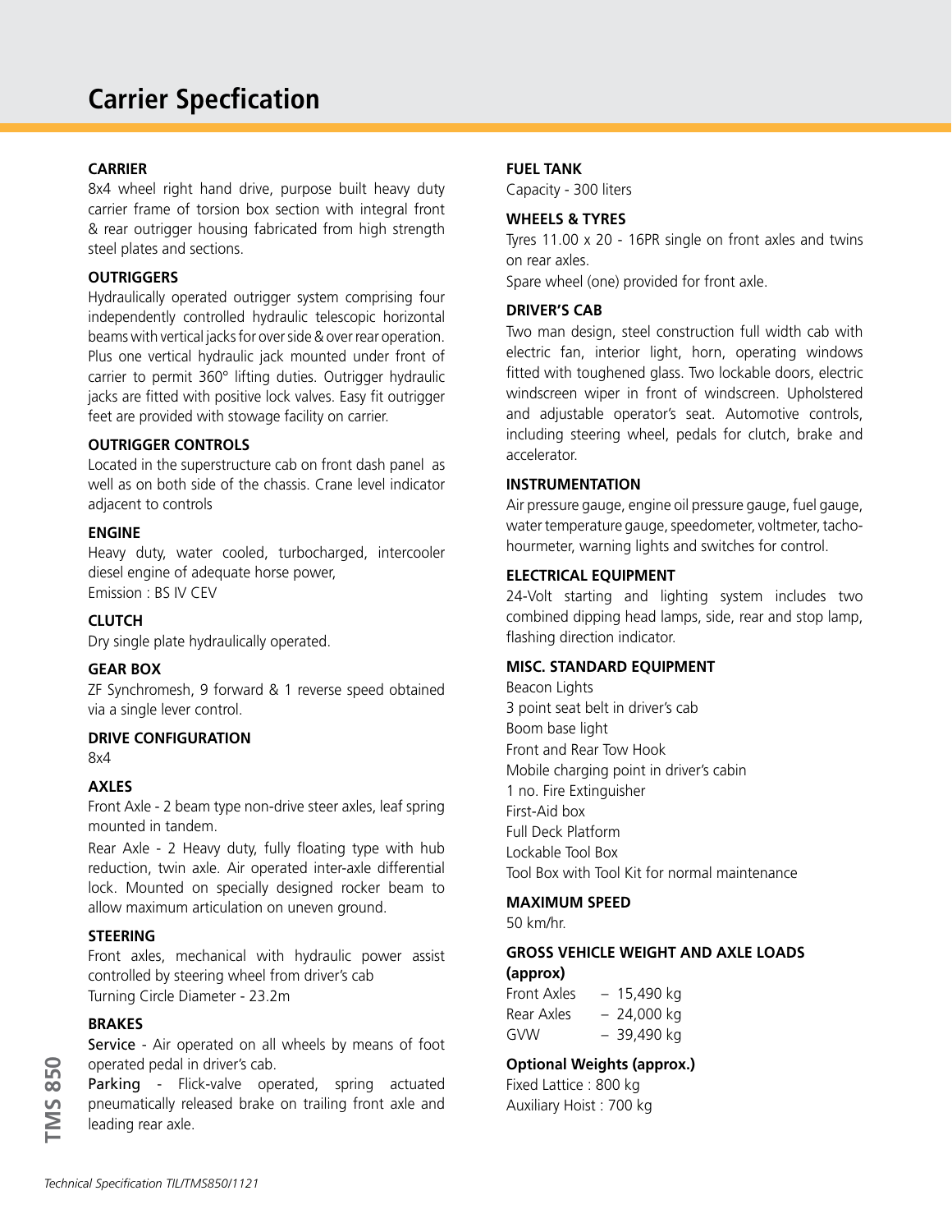# Carrier Specfication

**CARRIER**

8x4 wheel right hand drive, purpose built heavy duty carrier frame of torsion box section with integral front & rear outrigger housing fabricated from high strength steel plates and sections.

**OUTRIGGERS**

Hydraulically operated outrigger system comprising four independently controlled hydraulic telescopic horizontal beams with vertical jacks for over side & over rear operation. Plus one vertical hydraulic jack mounted under front of carrier to permit 360° lifting duties. Outrigger hydraulic jacks are fitted with positive lock valves. Easy fit outrigger feet are provided with stowage facility on carrier.

**OUTRIGGER CONTROLS**

Located in the superstructure cab on front dash panel as well as on both side of the chassis. Crane level indicator adjacent to controls

**ENGINE**

Heavy duty, water cooled, turbocharged, intercooler diesel engine of adequate horse power,
Emission : BS IV CEV

**CLUTCH**

Dry single plate hydraulically operated.

**GEAR BOX**

ZF Synchromesh, 9 forward & 1 reverse speed obtained via a single lever control.

**DRIVE CONFIGURATION**

8x4

**AXLES**

Front Axle - 2 beam type non-drive steer axles, leaf spring mounted in tandem.

Rear Axle - 2 Heavy duty, fully floating type with hub reduction, twin axle. Air operated inter-axle differential lock. Mounted on specially designed rocker beam to allow maximum articulation on uneven ground.

**STEERING**

Front axles, mechanical with hydraulic power assist controlled by steering wheel from driver's cab
Turning Circle Diameter - 23.2m

**BRAKES**

Service - Air operated on all wheels by means of foot operated pedal in driver's cab.
Parking - Flick-valve operated, spring actuated pneumatically released brake on trailing front axle and leading rear axle.

**FUEL TANK**

Capacity - 300 liters

**WHEELS & TYRES**

Tyres 11.00 x 20 - 16PR single on front axles and twins on rear axles.
Spare wheel (one) provided for front axle.

**DRIVER'S CAB**

Two man design, steel construction full width cab with electric fan, interior light, horn, operating windows fitted with toughened glass. Two lockable doors, electric windscreen wiper in front of windscreen. Upholstered and adjustable operator's seat. Automotive controls, including steering wheel, pedals for clutch, brake and accelerator.

**INSTRUMENTATION**

Air pressure gauge, engine oil pressure gauge, fuel gauge, water temperature gauge, speedometer, voltmeter, tacho-hourmeter, warning lights and switches for control.

**ELECTRICAL EQUIPMENT**

24-Volt starting and lighting system includes two combined dipping head lamps, side, rear and stop lamp, flashing direction indicator.

**MISC. STANDARD EQUIPMENT**

Beacon Lights
3 point seat belt in driver's cab
Boom base light
Front and Rear Tow Hook
Mobile charging point in driver's cabin
1 no. Fire Extinguisher
First-Aid box
Full Deck Platform
Lockable Tool Box
Tool Box with Tool Kit for normal maintenance

**MAXIMUM SPEED**

50 km/hr.

**GROSS VEHICLE WEIGHT AND AXLE LOADS (approx)**

| | |
|---|---|
| Front Axles | – 15,490 kg |
| Rear Axles | – 24,000 kg |
| GVW | – 39,490 kg |

**Optional Weights (approx.)**

Fixed Lattice : 800 kg
Auxiliary Hoist : 700 kg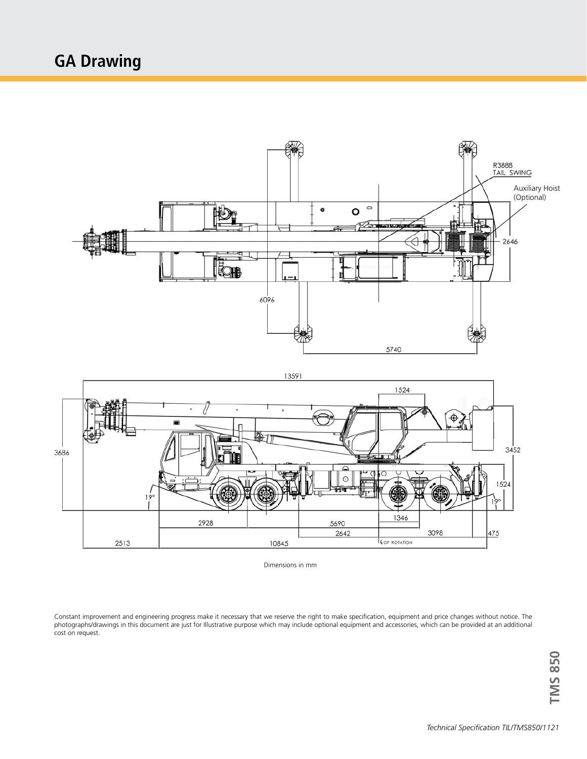## GA Drawing

R3888
TAIL SWING

Auxiliary Hoist
(Optional)

2646

6096

5740

13591

1524

3686

3452

1524

19°

19°

2928

5690

1346

2642

3098

475

2513

10845

℄ OF ROTATION

Dimensions in mm

Constant improvement and engineering progress make it necessary that we reserve the right to make specification, equipment and price changes without notice. The photographs/drawings in this document are just for Illustrative purpose which may include optional equipment and accessories, which can be provided at an additional cost on request.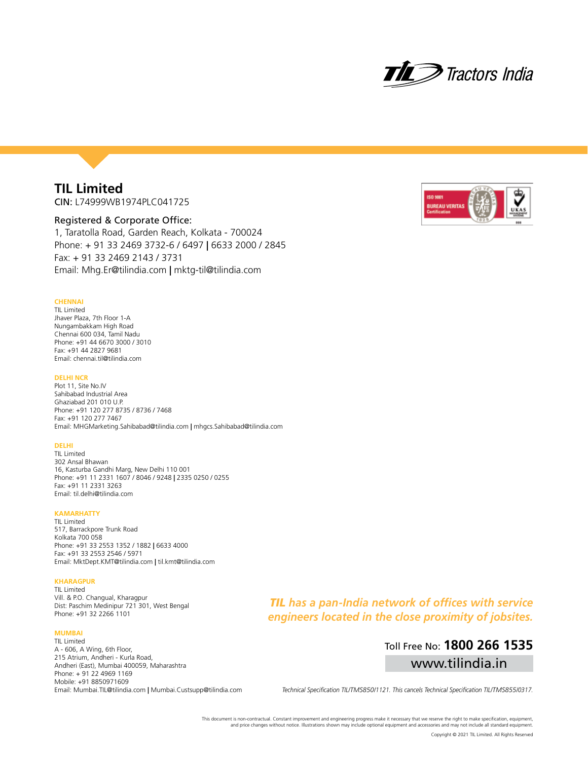TIL Tractors India

## TIL Limited

**CIN:** L74999WB1974PLC041725

Registered & Corporate Office:
1, Taratolla Road, Garden Reach, Kolkata - 700024
Phone: + 91 33 2469 3732-6 / 6497 | 6633 2000 / 2845
Fax: + 91 33 2469 2143 / 3731
Email: Mhg.Er@tilindia.com | mktg-til@tilindia.com

**CHENNAI**
TIL Limited
Jhaver Plaza, 7th Floor 1-A
Nungambakkam High Road
Chennai 600 034, Tamil Nadu
Phone: +91 44 6670 3000 / 3010
Fax: +91 44 2827 9681
Email: chennai.til@tilindia.com

**DELHI NCR**
Plot 11, Site No.IV
Sahibabad Industrial Area
Ghaziabad 201 010 U.P.
Phone: +91 120 277 8735 / 8736 / 7468
Fax: +91 120 277 7467
Email: MHGMarketing.Sahibabad@tilindia.com | mhgcs.Sahibabad@tilindia.com

**DELHI**
TIL Limited
302 Ansal Bhawan
16, Kasturba Gandhi Marg, New Delhi 110 001
Phone: +91 11 2331 1607 / 8046 / 9248 | 2335 0250 / 0255
Fax: +91 11 2331 3263
Email: til.delhi@tilindia.com

**KAMARHATTY**
TIL Limited
517, Barrackpore Trunk Road
Kolkata 700 058
Phone: +91 33 2553 1352 / 1882 | 6633 4000
Fax: +91 33 2553 2546 / 5971
Email: MktDept.KMT@tilindia.com | til.kmt@tilindia.com

**KHARAGPUR**
TIL Limited
Vill. & P.O. Changual, Kharagpur
Dist: Paschim Medinipur 721 301, West Bengal
Phone: +91 32 2266 1101

**MUMBAI**
TIL Limited
A - 606, A Wing, 6th Floor,
215 Atrium, Andheri - Kurla Road,
Andheri (East), Mumbai 400059, Maharashtra
Phone: + 91 22 4969 1169
Mobile: +91 8850971609
Email: Mumbai.TIL@tilindia.com | Mumbai.Custsupp@tilindia.com

***TIL** has a pan-India network of offices with service engineers located in the close proximity of jobsites.*

Toll Free No: **1800 266 1535**

www.tilindia.in

*Technical Specification TIL/TMS850/1121. This cancels Technical Specification TIL/TMS855/0317.*

This document is non-contractual. Constant improvement and engineering progress make it necessary that we reserve the right to make specification, equipment, and price changes without notice. Illustrations shown may include optional equipment and accessories and may not include all standard equipment.

Copyright © 2021 TIL Limited. All Rights Reserved